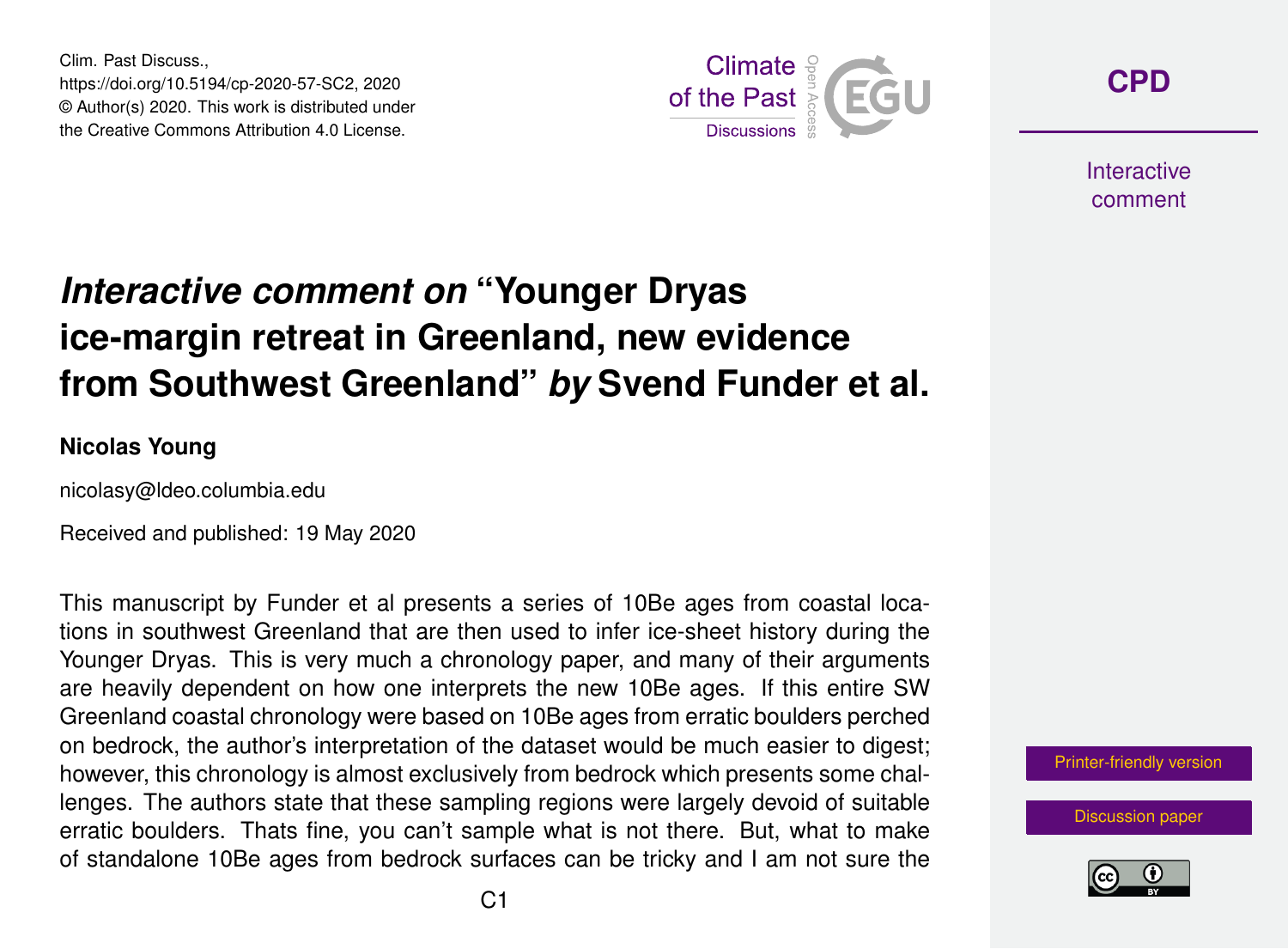Clim. Past Discuss.,
https://doi.org/10.5194/cp-2020-57-SC2, 2020
© Author(s) 2020. This work is distributed under
the Creative Commons Attribution 4.0 License.

# *Interactive comment on* "Younger Dryas ice-margin retreat in Greenland, new evidence from Southwest Greenland" *by* Svend Funder et al.

**Nicolas Young**

nicolasy@ldeo.columbia.edu

Received and published: 19 May 2020

This manuscript by Funder et al presents a series of 10Be ages from coastal locations in southwest Greenland that are then used to infer ice-sheet history during the Younger Dryas. This is very much a chronology paper, and many of their arguments are heavily dependent on how one interprets the new 10Be ages. If this entire SW Greenland coastal chronology were based on 10Be ages from erratic boulders perched on bedrock, the author's interpretation of the dataset would be much easier to digest; however, this chronology is almost exclusively from bedrock which presents some challenges. The authors state that these sampling regions were largely devoid of suitable erratic boulders. Thats fine, you can't sample what is not there. But, what to make of standalone 10Be ages from bedrock surfaces can be tricky and I am not sure the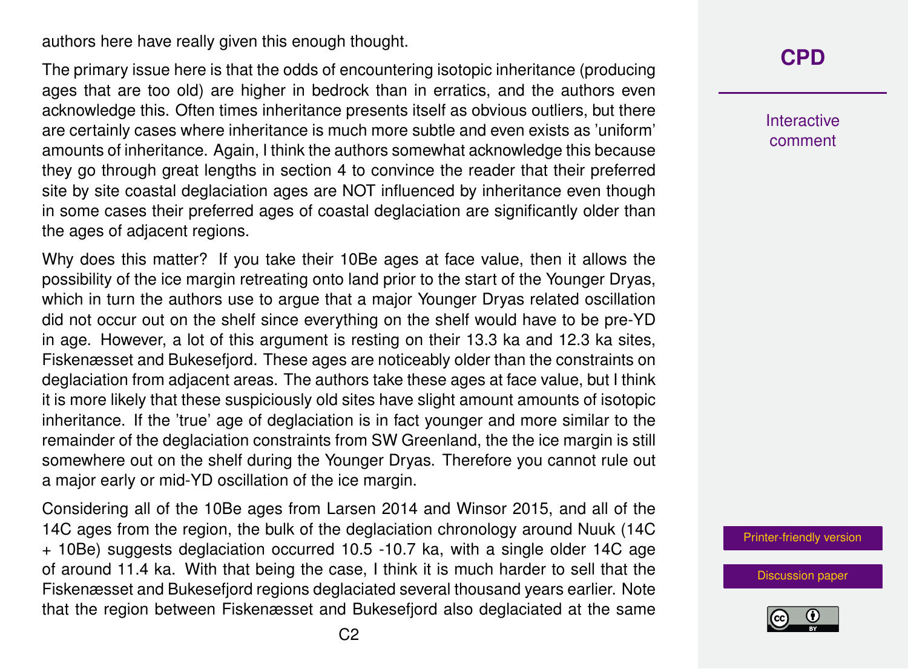authors here have really given this enough thought.

The primary issue here is that the odds of encountering isotopic inheritance (producing ages that are too old) are higher in bedrock than in erratics, and the authors even acknowledge this. Often times inheritance presents itself as obvious outliers, but there are certainly cases where inheritance is much more subtle and even exists as 'uniform' amounts of inheritance. Again, I think the authors somewhat acknowledge this because they go through great lengths in section 4 to convince the reader that their preferred site by site coastal deglaciation ages are NOT influenced by inheritance even though in some cases their preferred ages of coastal deglaciation are significantly older than the ages of adjacent regions.

Why does this matter? If you take their 10Be ages at face value, then it allows the possibility of the ice margin retreating onto land prior to the start of the Younger Dryas, which in turn the authors use to argue that a major Younger Dryas related oscillation did not occur out on the shelf since everything on the shelf would have to be pre-YD in age. However, a lot of this argument is resting on their 13.3 ka and 12.3 ka sites, Fiskenæsset and Bukesefjord. These ages are noticeably older than the constraints on deglaciation from adjacent areas. The authors take these ages at face value, but I think it is more likely that these suspiciously old sites have slight amount amounts of isotopic inheritance. If the 'true' age of deglaciation is in fact younger and more similar to the remainder of the deglaciation constraints from SW Greenland, the the ice margin is still somewhere out on the shelf during the Younger Dryas. Therefore you cannot rule out a major early or mid-YD oscillation of the ice margin.

Considering all of the 10Be ages from Larsen 2014 and Winsor 2015, and all of the 14C ages from the region, the bulk of the deglaciation chronology around Nuuk (14C + 10Be) suggests deglaciation occurred 10.5 -10.7 ka, with a single older 14C age of around 11.4 ka. With that being the case, I think it is much harder to sell that the Fiskenæsset and Bukesefjord regions deglaciated several thousand years earlier. Note that the region between Fiskenæsset and Bukesefjord also deglaciated at the same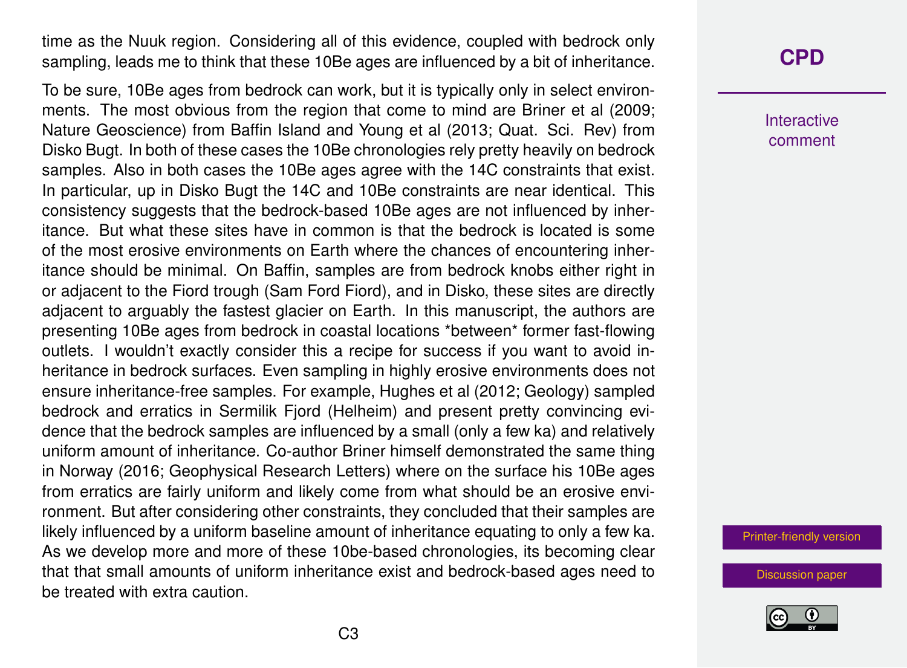time as the Nuuk region. Considering all of this evidence, coupled with bedrock only sampling, leads me to think that these 10Be ages are influenced by a bit of inheritance.

To be sure, 10Be ages from bedrock can work, but it is typically only in select environments. The most obvious from the region that come to mind are Briner et al (2009; Nature Geoscience) from Baffin Island and Young et al (2013; Quat. Sci. Rev) from Disko Bugt. In both of these cases the 10Be chronologies rely pretty heavily on bedrock samples. Also in both cases the 10Be ages agree with the 14C constraints that exist. In particular, up in Disko Bugt the 14C and 10Be constraints are near identical. This consistency suggests that the bedrock-based 10Be ages are not influenced by inheritance. But what these sites have in common is that the bedrock is located is some of the most erosive environments on Earth where the chances of encountering inheritance should be minimal. On Baffin, samples are from bedrock knobs either right in or adjacent to the Fiord trough (Sam Ford Fiord), and in Disko, these sites are directly adjacent to arguably the fastest glacier on Earth. In this manuscript, the authors are presenting 10Be ages from bedrock in coastal locations *between* former fast-flowing outlets. I wouldn't exactly consider this a recipe for success if you want to avoid inheritance in bedrock surfaces. Even sampling in highly erosive environments does not ensure inheritance-free samples. For example, Hughes et al (2012; Geology) sampled bedrock and erratics in Sermilik Fjord (Helheim) and present pretty convincing evidence that the bedrock samples are influenced by a small (only a few ka) and relatively uniform amount of inheritance. Co-author Briner himself demonstrated the same thing in Norway (2016; Geophysical Research Letters) where on the surface his 10Be ages from erratics are fairly uniform and likely come from what should be an erosive environment. But after considering other constraints, they concluded that their samples are likely influenced by a uniform baseline amount of inheritance equating to only a few ka. As we develop more and more of these 10be-based chronologies, its becoming clear that that small amounts of uniform inheritance exist and bedrock-based ages need to be treated with extra caution.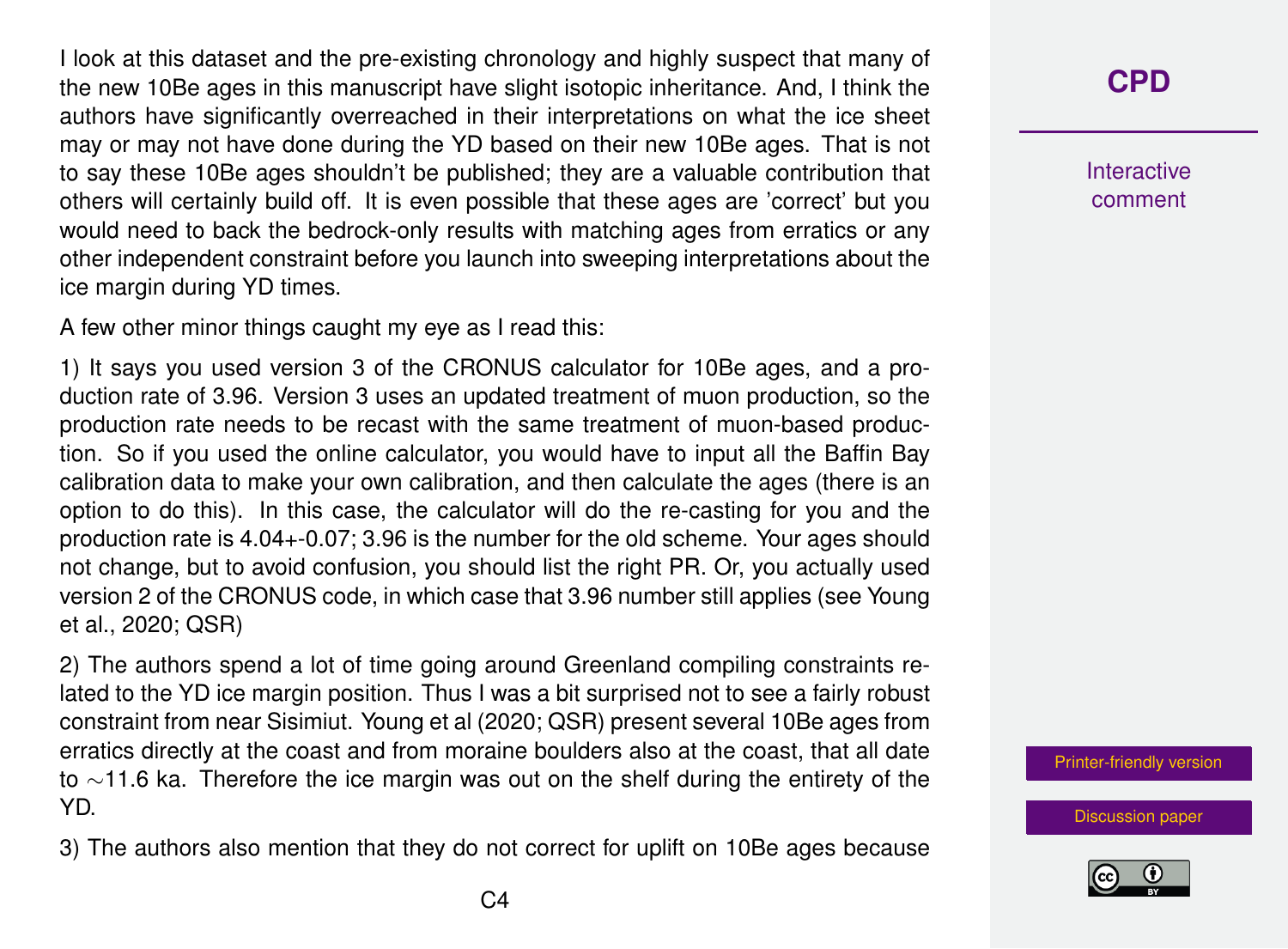I look at this dataset and the pre-existing chronology and highly suspect that many of the new 10Be ages in this manuscript have slight isotopic inheritance. And, I think the authors have significantly overreached in their interpretations on what the ice sheet may or may not have done during the YD based on their new 10Be ages. That is not to say these 10Be ages shouldn't be published; they are a valuable contribution that others will certainly build off. It is even possible that these ages are 'correct' but you would need to back the bedrock-only results with matching ages from erratics or any other independent constraint before you launch into sweeping interpretations about the ice margin during YD times.

A few other minor things caught my eye as I read this:

1) It says you used version 3 of the CRONUS calculator for 10Be ages, and a production rate of 3.96. Version 3 uses an updated treatment of muon production, so the production rate needs to be recast with the same treatment of muon-based production. So if you used the online calculator, you would have to input all the Baffin Bay calibration data to make your own calibration, and then calculate the ages (there is an option to do this). In this case, the calculator will do the re-casting for you and the production rate is 4.04+-0.07; 3.96 is the number for the old scheme. Your ages should not change, but to avoid confusion, you should list the right PR. Or, you actually used version 2 of the CRONUS code, in which case that 3.96 number still applies (see Young et al., 2020; QSR)

2) The authors spend a lot of time going around Greenland compiling constraints related to the YD ice margin position. Thus I was a bit surprised not to see a fairly robust constraint from near Sisimiut. Young et al (2020; QSR) present several 10Be ages from erratics directly at the coast and from moraine boulders also at the coast, that all date to ∼11.6 ka. Therefore the ice margin was out on the shelf during the entirety of the YD.

3) The authors also mention that they do not correct for uplift on 10Be ages because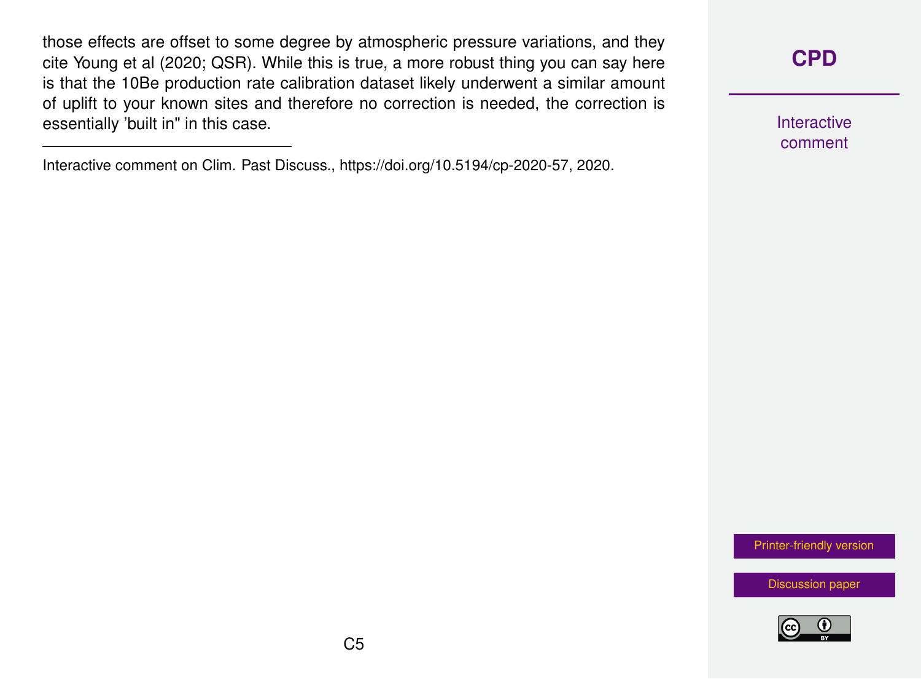those effects are offset to some degree by atmospheric pressure variations, and they cite Young et al (2020; QSR). While this is true, a more robust thing you can say here is that the 10Be production rate calibration dataset likely underwent a similar amount of uplift to your known sites and therefore no correction is needed, the correction is essentially 'built in" in this case.

---

Interactive comment on Clim. Past Discuss., https://doi.org/10.5194/cp-2020-57, 2020.